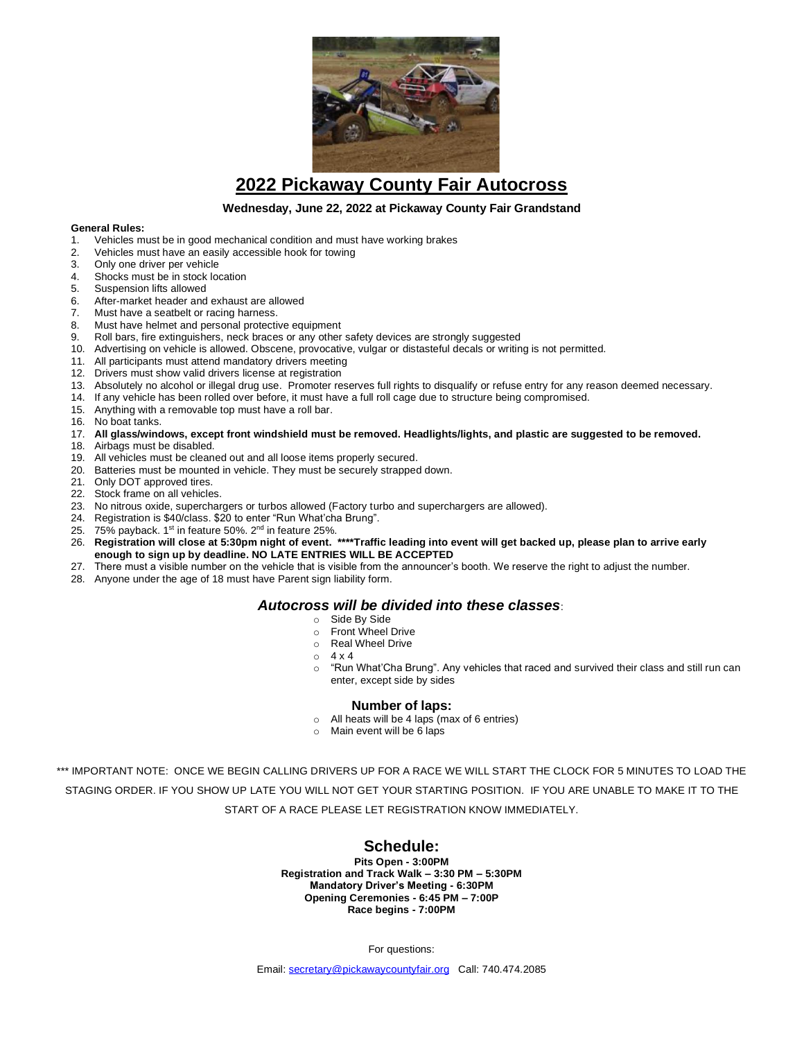# 2022 Pickaway County Fair Autocross

**Wednesday, June 22, 2022 at Pickaway County Fair Grandstand**

**General Rules:**

1. Vehicles must be in good mechanical condition and must have working brakes
2. Vehicles must have an easily accessible hook for towing
3. Only one driver per vehicle
4. Shocks must be in stock location
5. Suspension lifts allowed
6. After-market header and exhaust are allowed
7. Must have a seatbelt or racing harness.
8. Must have helmet and personal protective equipment
9. Roll bars, fire extinguishers, neck braces or any other safety devices are strongly suggested
10. Advertising on vehicle is allowed. Obscene, provocative, vulgar or distasteful decals or writing is not permitted.
11. All participants must attend mandatory drivers meeting
12. Drivers must show valid drivers license at registration
13. Absolutely no alcohol or illegal drug use. Promoter reserves full rights to disqualify or refuse entry for any reason deemed necessary.
14. If any vehicle has been rolled over before, it must have a full roll cage due to structure being compromised.
15. Anything with a removable top must have a roll bar.
16. No boat tanks.
17. **All glass/windows, except front windshield must be removed. Headlights/lights, and plastic are suggested to be removed.**
18. Airbags must be disabled.
19. All vehicles must be cleaned out and all loose items properly secured.
20. Batteries must be mounted in vehicle. They must be securely strapped down.
21. Only DOT approved tires.
22. Stock frame on all vehicles.
23. No nitrous oxide, superchargers or turbos allowed (Factory turbo and superchargers are allowed).
24. Registration is $40/class. $20 to enter "Run What'cha Brung".
25. 75% payback. 1st in feature 50%. 2nd in feature 25%.
26. **Registration will close at 5:30pm night of event. \*\*\*\*Traffic leading into event will get backed up, please plan to arrive early enough to sign up by deadline. NO LATE ENTRIES WILL BE ACCEPTED**
27. There must a visible number on the vehicle that is visible from the announcer's booth. We reserve the right to adjust the number.
28. Anyone under the age of 18 must have Parent sign liability form.

## *Autocross will be divided into these classes*:

- Side By Side
- Front Wheel Drive
- Real Wheel Drive
- 4 x 4
- "Run What'Cha Brung". Any vehicles that raced and survived their class and still run can enter, except side by sides

### Number of laps:

- All heats will be 4 laps (max of 6 entries)
- Main event will be 6 laps

\*\*\* IMPORTANT NOTE: ONCE WE BEGIN CALLING DRIVERS UP FOR A RACE WE WILL START THE CLOCK FOR 5 MINUTES TO LOAD THE STAGING ORDER. IF YOU SHOW UP LATE YOU WILL NOT GET YOUR STARTING POSITION. IF YOU ARE UNABLE TO MAKE IT TO THE START OF A RACE PLEASE LET REGISTRATION KNOW IMMEDIATELY.

## Schedule:

**Pits Open - 3:00PM**
**Registration and Track Walk – 3:30 PM – 5:30PM**
**Mandatory Driver's Meeting - 6:30PM**
**Opening Ceremonies - 6:45 PM – 7:00P**
**Race begins - 7:00PM**

For questions:

Email: secretary@pickawaycountyfair.org Call: 740.474.2085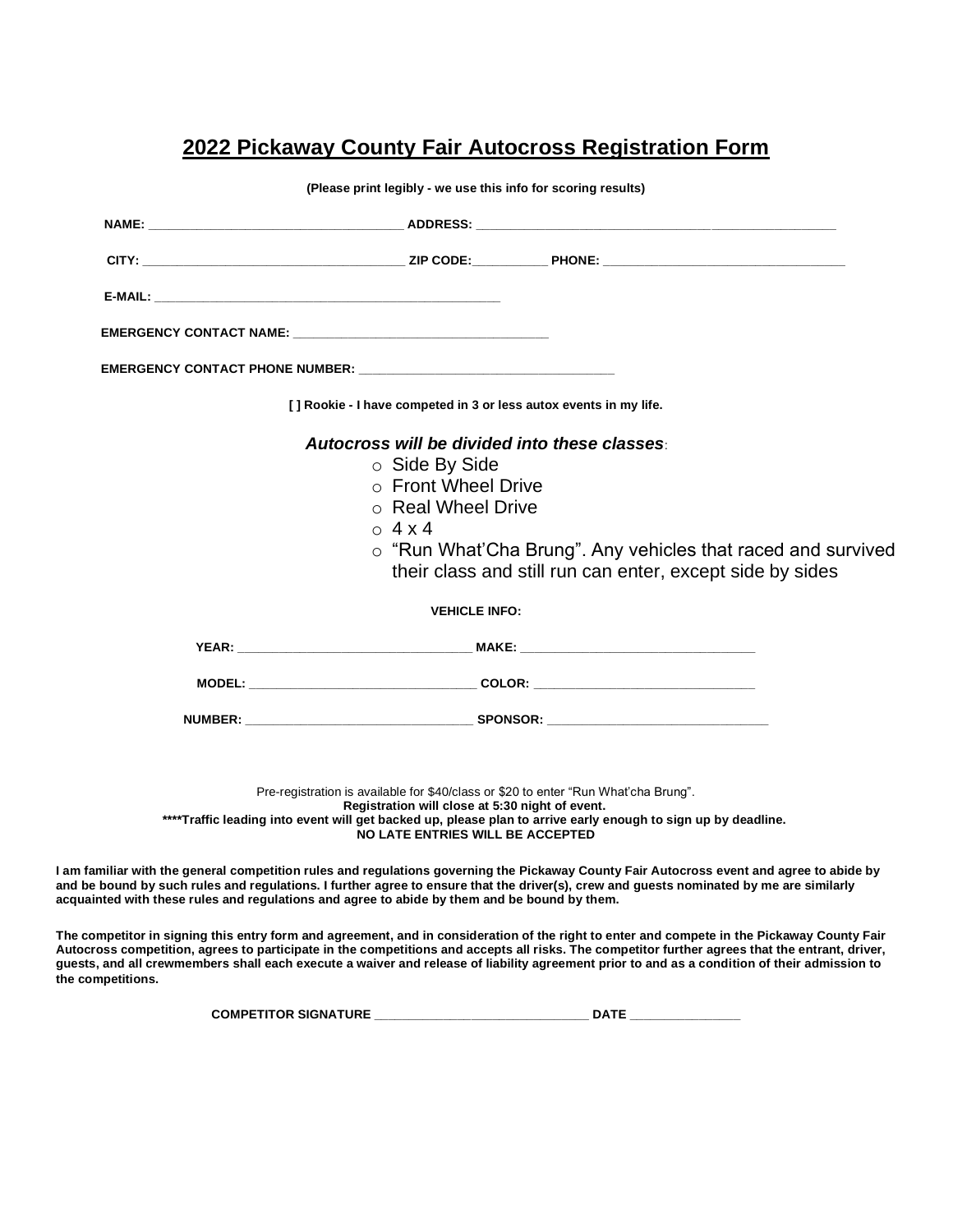# 2022 Pickaway County Fair Autocross Registration Form

**(Please print legibly - we use this info for scoring results)**

**NAME:** ____________________________________ **ADDRESS:** ________________________________________________________

**CITY:** ______________________________________ **ZIP CODE:**___________ **PHONE:** ____________________________________

**E-MAIL:** ____________________________________________________

**EMERGENCY CONTACT NAME:** _____________________________________

**EMERGENCY CONTACT PHONE NUMBER:** _____________________________________

**[ ] Rookie - I have competed in 3 or less autox events in my life.**

***Autocross will be divided into these classes***:

- Side By Side
- Front Wheel Drive
- Real Wheel Drive
- 4 x 4
- "Run What'Cha Brung". Any vehicles that raced and survived their class and still run can enter, except side by sides

**VEHICLE INFO:**

**YEAR:** _________________________________ **MAKE:** _________________________________

**MODEL:** ________________________________ **COLOR:** ________________________________

**NUMBER:** ________________________________ **SPONSOR:** ________________________________

Pre-registration is available for $40/class or $20 to enter "Run What'cha Brung".
**Registration will close at 5:30 night of event.**
**\*\*\*\*Traffic leading into event will get backed up, please plan to arrive early enough to sign up by deadline.**
**NO LATE ENTRIES WILL BE ACCEPTED**

**I am familiar with the general competition rules and regulations governing the Pickaway County Fair Autocross event and agree to abide by and be bound by such rules and regulations. I further agree to ensure that the driver(s), crew and guests nominated by me are similarly acquainted with these rules and regulations and agree to abide by them and be bound by them.**

**The competitor in signing this entry form and agreement, and in consideration of the right to enter and compete in the Pickaway County Fair Autocross competition, agrees to participate in the competitions and accepts all risks. The competitor further agrees that the entrant, driver, guests, and all crewmembers shall each execute a waiver and release of liability agreement prior to and as a condition of their admission to the competitions.**

**COMPETITOR SIGNATURE** ______________________________ **DATE** ________________